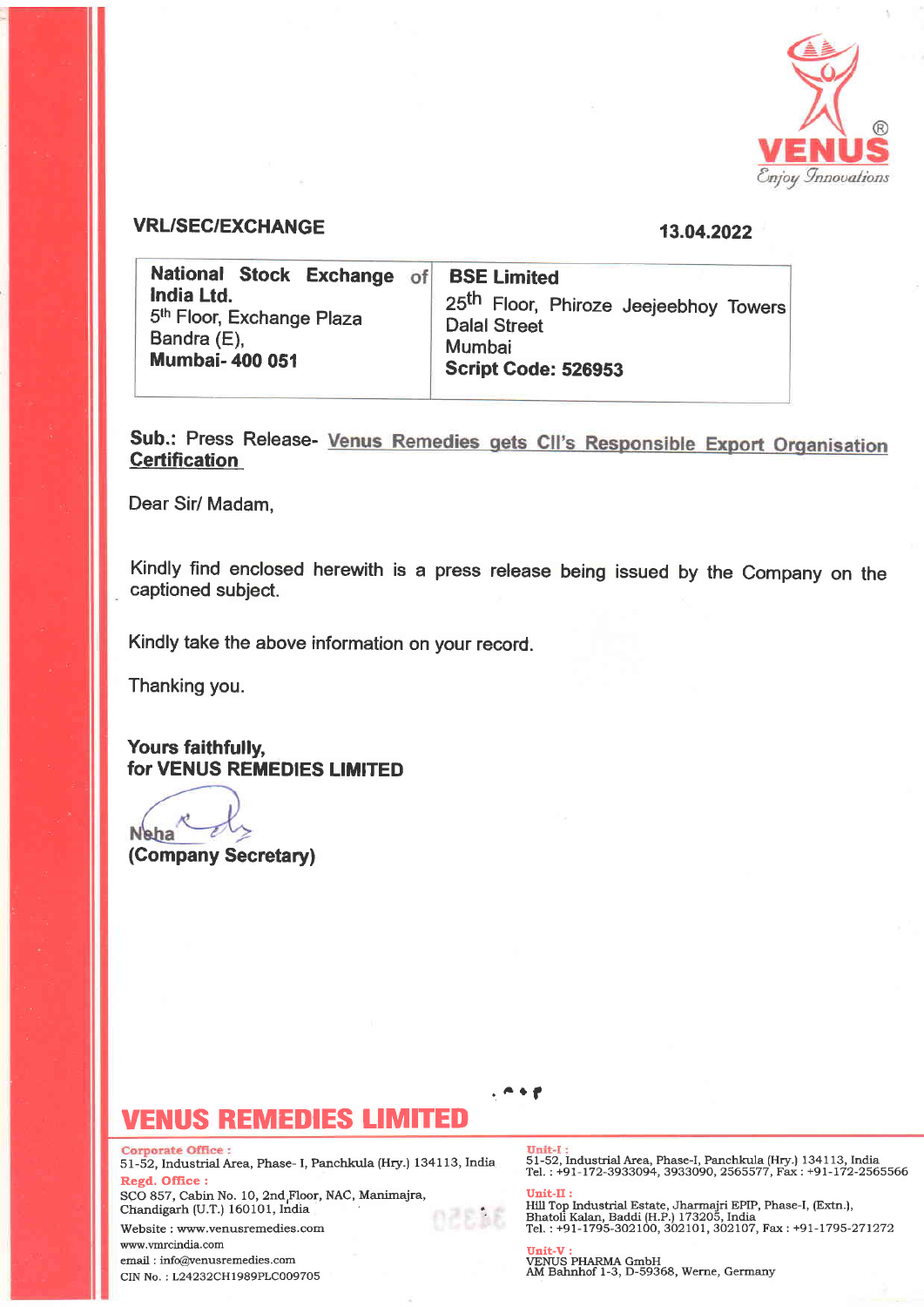VENUS
*Enjoy Innovations*

**VRL/SEC/EXCHANGE** **13.04.2022**

| **National Stock Exchange of India Ltd.**<br>5th Floor, Exchange Plaza<br>Bandra (E),<br>**Mumbai- 400 051** | **BSE Limited**<br>25th Floor, Phiroze Jeejeebhoy Towers<br>Dalal Street<br>Mumbai<br>**Script Code: 526953** |
|---|---|

**Sub.:** Press Release- **Venus Remedies gets CII's Responsible Export Organisation Certification**

Dear Sir/ Madam,

Kindly find enclosed herewith is a press release being issued by the Company on the captioned subject.

Kindly take the above information on your record.

Thanking you.

**Yours faithfully,**
**for VENUS REMEDIES LIMITED**

Neha
**(Company Secretary)**

## VENUS REMEDIES LIMITED

**Corporate Office :**
51-52, Industrial Area, Phase- I, Panchkula (Hry.) 134113, India

**Regd. Office :**
SCO 857, Cabin No. 10, 2nd Floor, NAC, Manimajra, Chandigarh (U.T.) 160101, India

Website : www.venusremedies.com
www.vmrcindia.com
email : info@venusremedies.com
CIN No. : L24232CH1989PLC009705

**Unit-I :**
51-52, Industrial Area, Phase-I, Panchkula (Hry.) 134113, India
Tel. : +91-172-3933094, 3933090, 2565577, Fax : +91-172-2565566

**Unit-II :**
Hill Top Industrial Estate, Jharmajri EPIP, Phase-I, (Extn.), Bhatoli Kalan, Baddi (H.P.) 173205, India
Tel. : +91-1795-302100, 302101, 302107, Fax : +91-1795-271272

**Unit-V :**
VENUS PHARMA GmbH
AM Bahnhof 1-3, D-59368, Werne, Germany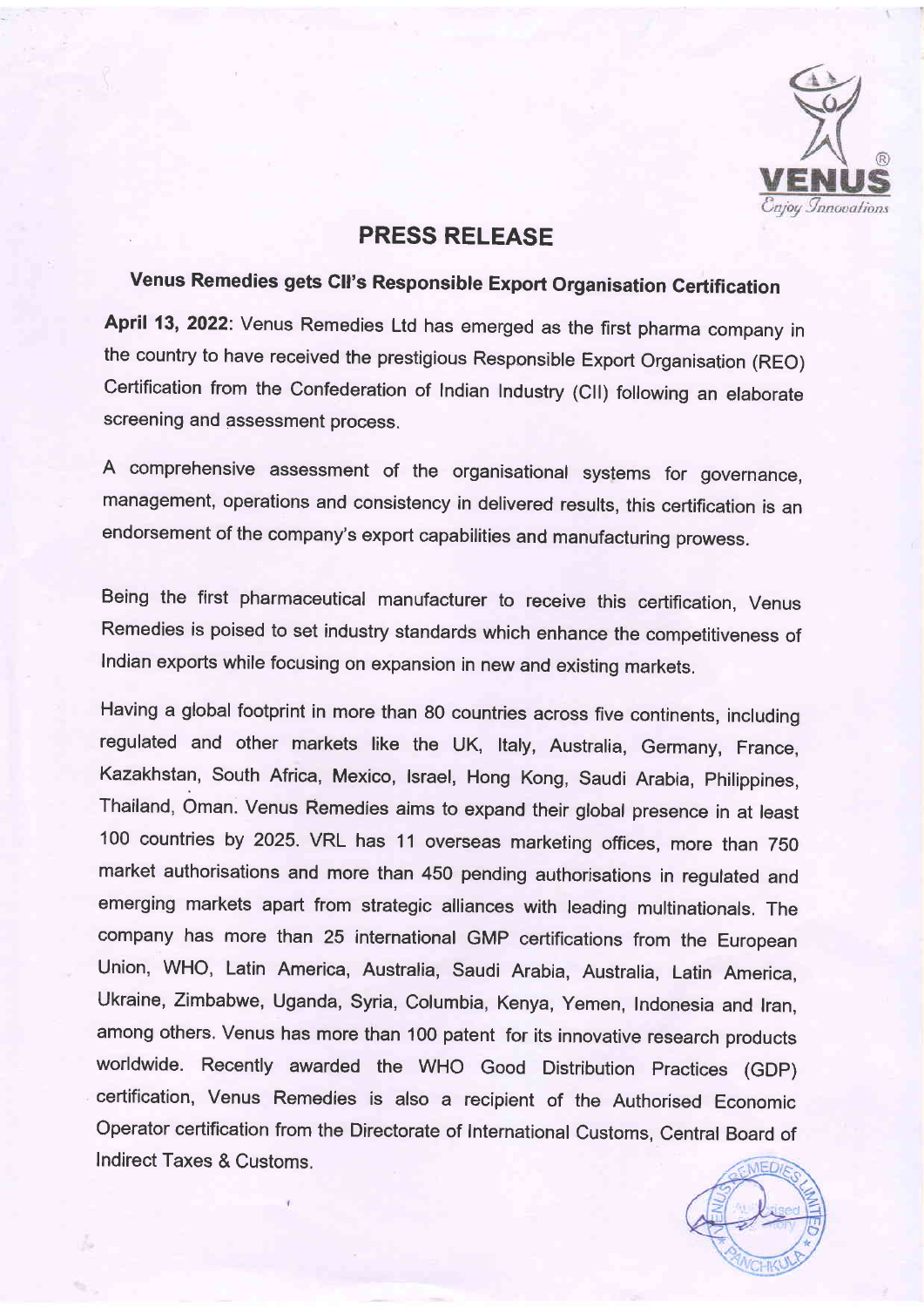# PRESS RELEASE

## Venus Remedies gets CII's Responsible Export Organisation Certification

**April 13, 2022**: Venus Remedies Ltd has emerged as the first pharma company in the country to have received the prestigious Responsible Export Organisation (REO) Certification from the Confederation of Indian Industry (CII) following an elaborate screening and assessment process.

A comprehensive assessment of the organisational systems for governance, management, operations and consistency in delivered results, this certification is an endorsement of the company's export capabilities and manufacturing prowess.

Being the first pharmaceutical manufacturer to receive this certification, Venus Remedies is poised to set industry standards which enhance the competitiveness of Indian exports while focusing on expansion in new and existing markets.

Having a global footprint in more than 80 countries across five continents, including regulated and other markets like the UK, Italy, Australia, Germany, France, Kazakhstan, South Africa, Mexico, Israel, Hong Kong, Saudi Arabia, Philippines, Thailand, Oman. Venus Remedies aims to expand their global presence in at least 100 countries by 2025. VRL has 11 overseas marketing offices, more than 750 market authorisations and more than 450 pending authorisations in regulated and emerging markets apart from strategic alliances with leading multinationals. The company has more than 25 international GMP certifications from the European Union, WHO, Latin America, Australia, Saudi Arabia, Australia, Latin America, Ukraine, Zimbabwe, Uganda, Syria, Columbia, Kenya, Yemen, Indonesia and Iran, among others. Venus has more than 100 patent for its innovative research products worldwide. Recently awarded the WHO Good Distribution Practices (GDP) certification, Venus Remedies is also a recipient of the Authorised Economic Operator certification from the Directorate of International Customs, Central Board of Indirect Taxes & Customs.